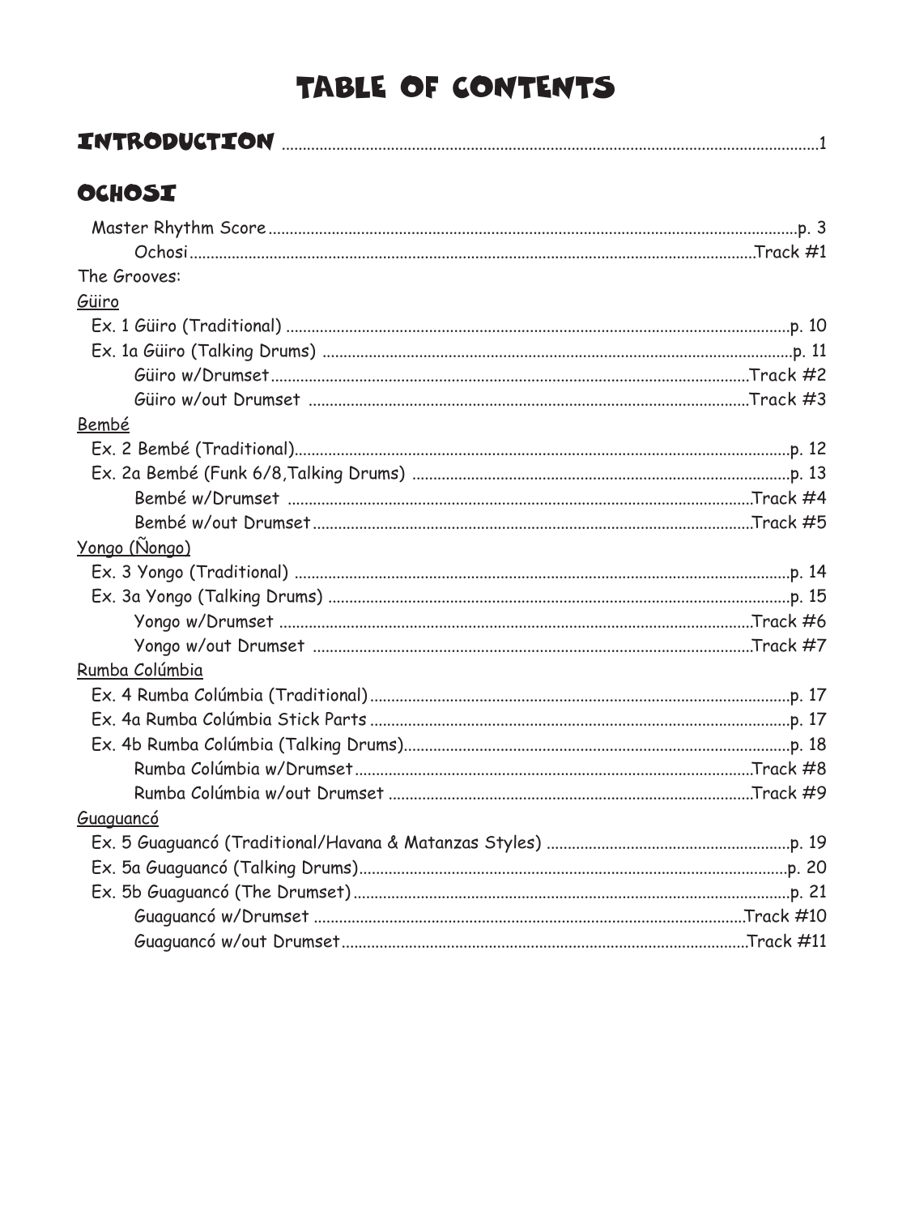# TABLE OF CONTENTS

## INTRODUCTION .............................................................................................................1

## OCHOSI

Master Rhythm Score .............................................................................................................p. 3

  Ochosi .............................................................................................................Track #1

The Grooves:

Güiro

Ex. 1 Güiro (Traditional) .............................................................................................................p. 10

Ex. 1a Güiro (Talking Drums) .............................................................................................................p. 11

  Güiro w/Drumset .............................................................................................................Track #2

  Güiro w/out Drumset .............................................................................................................Track #3

Bembé

Ex. 2 Bembé (Traditional).............................................................................................................p. 12

Ex. 2a Bembé (Funk 6/8, Talking Drums) .............................................................................................................p. 13

  Bembé w/Drumset .............................................................................................................Track #4

  Bembé w/out Drumset .............................................................................................................Track #5

Yongo (Ñongo)

Ex. 3 Yongo (Traditional) .............................................................................................................p. 14

Ex. 3a Yongo (Talking Drums) .............................................................................................................p. 15

  Yongo w/Drumset .............................................................................................................Track #6

  Yongo w/out Drumset .............................................................................................................Track #7

Rumba Colúmbia

Ex. 4 Rumba Colúmbia (Traditional) .............................................................................................................p. 17

Ex. 4a Rumba Colúmbia Stick Parts .............................................................................................................p. 17

Ex. 4b Rumba Colúmbia (Talking Drums).............................................................................................................p. 18

  Rumba Colúmbia w/Drumset .............................................................................................................Track #8

  Rumba Colúmbia w/out Drumset .............................................................................................................Track #9

Guaguancó

Ex. 5 Guaguancó (Traditional/Havana & Matanzas Styles) .............................................................................................................p. 19

Ex. 5a Guaguancó (Talking Drums).............................................................................................................p. 20

Ex. 5b Guaguancó (The Drumset) .............................................................................................................p. 21

  Guaguancó w/Drumset .............................................................................................................Track #10

  Guaguancó w/out Drumset.............................................................................................................Track #11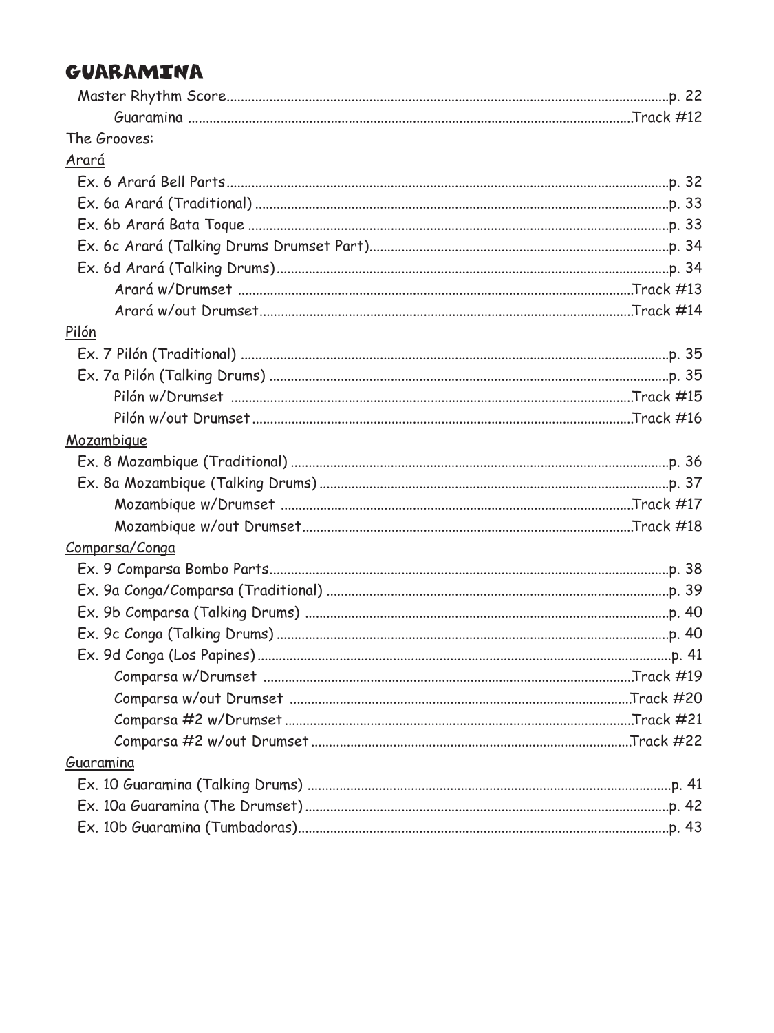# GUARAMINA

Master Rhythm Score........................................p. 22

Guaramina ........................................Track #12

The Grooves:

<u>Arará</u>

Ex. 6 Arará Bell Parts........................................p. 32

Ex. 6a Arará (Traditional) ........................................p. 33

Ex. 6b Arará Bata Toque ........................................p. 33

Ex. 6c Arará (Talking Drums Drumset Part)........................................p. 34

Ex. 6d Arará (Talking Drums)........................................p. 34

Arará w/Drumset ........................................Track #13

Arará w/out Drumset........................................Track #14

<u>Pilón</u>

Ex. 7 Pilón (Traditional) ........................................p. 35

Ex. 7a Pilón (Talking Drums) ........................................p. 35

Pilón w/Drumset ........................................Track #15

Pilón w/out Drumset ........................................Track #16

<u>Mozambique</u>

Ex. 8 Mozambique (Traditional) ........................................p. 36

Ex. 8a Mozambique (Talking Drums) ........................................p. 37

Mozambique w/Drumset ........................................Track #17

Mozambique w/out Drumset........................................Track #18

<u>Comparsa/Conga</u>

Ex. 9 Comparsa Bombo Parts........................................p. 38

Ex. 9a Conga/Comparsa (Traditional) ........................................p. 39

Ex. 9b Comparsa (Talking Drums) ........................................p. 40

Ex. 9c Conga (Talking Drums) ........................................p. 40

Ex. 9d Conga (Los Papines)........................................p. 41

Comparsa w/Drumset ........................................Track #19

Comparsa w/out Drumset ........................................Track #20

Comparsa #2 w/Drumset ........................................Track #21

Comparsa #2 w/out Drumset ........................................Track #22

<u>Guaramina</u>

Ex. 10 Guaramina (Talking Drums) ........................................p. 41

Ex. 10a Guaramina (The Drumset)........................................p. 42

Ex. 10b Guaramina (Tumbadoras)........................................p. 43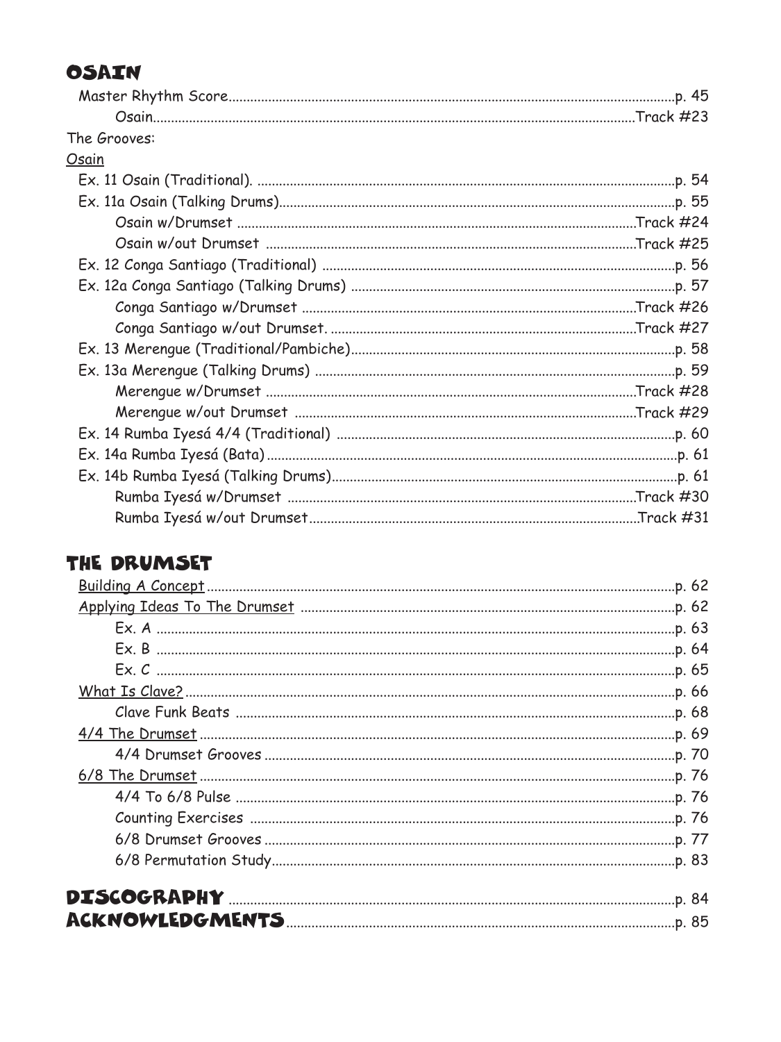## OSAIN

Master Rhythm Score....................p. 45
- Osain....................Track #23

The Grooves:

Osain

- Ex. 11 Osain (Traditional)....................p. 54
- Ex. 11a Osain (Talking Drums)....................p. 55
  - Osain w/Drumset....................Track #24
  - Osain w/out Drumset....................Track #25
- Ex. 12 Conga Santiago (Traditional)....................p. 56
- Ex. 12a Conga Santiago (Talking Drums)....................p. 57
  - Conga Santiago w/Drumset....................Track #26
  - Conga Santiago w/out Drumset....................Track #27
- Ex. 13 Merengue (Traditional/Pambiche)....................p. 58
- Ex. 13a Merengue (Talking Drums)....................p. 59
  - Merengue w/Drumset....................Track #28
  - Merengue w/out Drumset....................Track #29
- Ex. 14 Rumba Iyesá 4/4 (Traditional)....................p. 60
- Ex. 14a Rumba Iyesá (Bata)....................p. 61
- Ex. 14b Rumba Iyesá (Talking Drums)....................p. 61
  - Rumba Iyesá w/Drumset....................Track #30
  - Rumba Iyesá w/out Drumset....................Track #31

## THE DRUMSET

- Building A Concept....................p. 62
- Applying Ideas To The Drumset....................p. 62
  - Ex. A....................p. 63
  - Ex. B....................p. 64
  - Ex. C....................p. 65
- What Is Clave?....................p. 66
  - Clave Funk Beats....................p. 68
- 4/4 The Drumset....................p. 69
  - 4/4 Drumset Grooves....................p. 70
- 6/8 The Drumset....................p. 76
  - 4/4 To 6/8 Pulse....................p. 76
  - Counting Exercises....................p. 76
  - 6/8 Drumset Grooves....................p. 77
  - 6/8 Permutation Study....................p. 83

## DISCOGRAPHY....................p. 84

## ACKNOWLEDGMENTS....................p. 85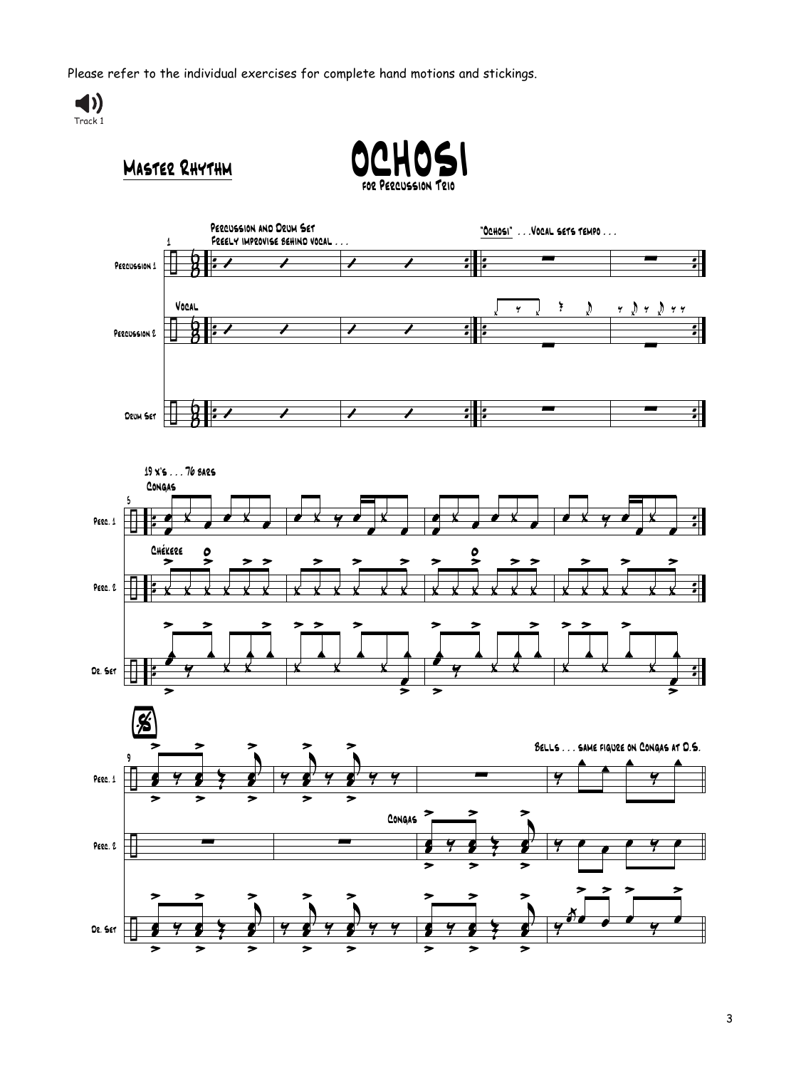Please refer to the individual exercises for complete hand motions and stickings.

Track 1

## Master Rhythm

# OCHOSI

for Percussion Trio

Percussion and Drum Set
Freely improvise behind vocal . . .

"Ochosi" . . . Vocal sets tempo . . .

Vocal

Percussion 1

Percussion 2

Drum Set

19 x's . . . 76 bars

Congas

Chékere

Perc. 1

Perc. 2

Dr. Set

Bells . . . same figure on Congas at D.S.

Congas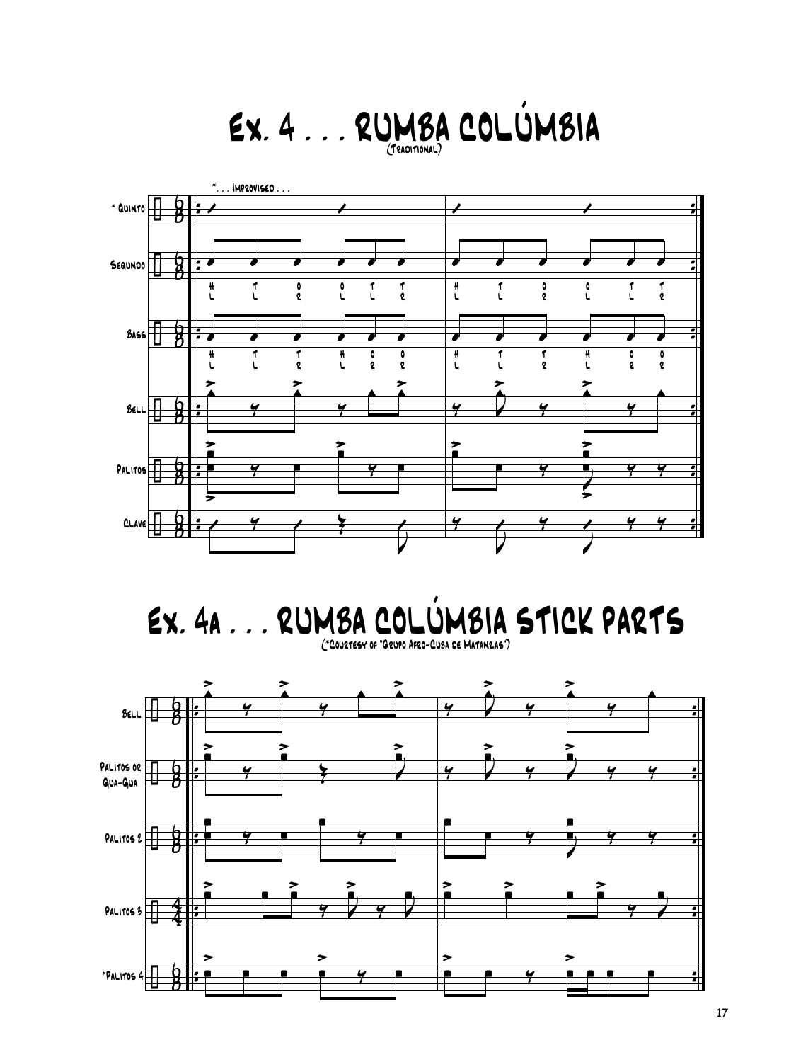# Ex. 4 . . . Rumba Colúmbia

(Traditional)

*. . . Improvised . . .

* Quinto

Segundo

H T O O T T
L L R L L R

Bass

H T T H O O
L L R L R R

Bell

Palitos

Clave

# Ex. 4a . . . Rumba Colúmbia Stick Parts

(*Courtesy of "Grupo Afro-Cuba de Matanzas")

Bell

Palitos or Gua-Gua

Palitos 2

Palitos 3

*Palitos 4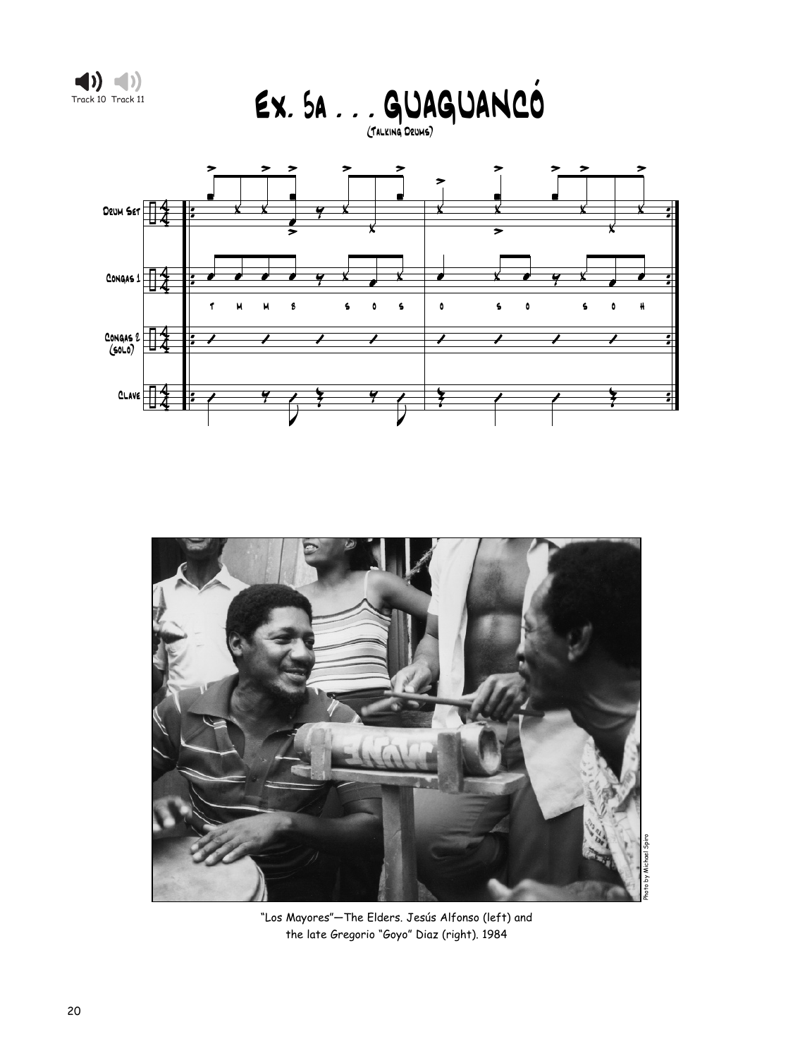Track 10 Track 11

# Ex. 5a . . . Guaguancó

(Talking Drums)

Drum Set

Congas 1

T M M B S O S O S O S O H

Congas 2 (solo)

Clave

"Los Mayores"—The Elders. Jesús Alfonso (left) and the late Gregorio "Goyo" Diaz (right). 1984

Photo by Michael Spiro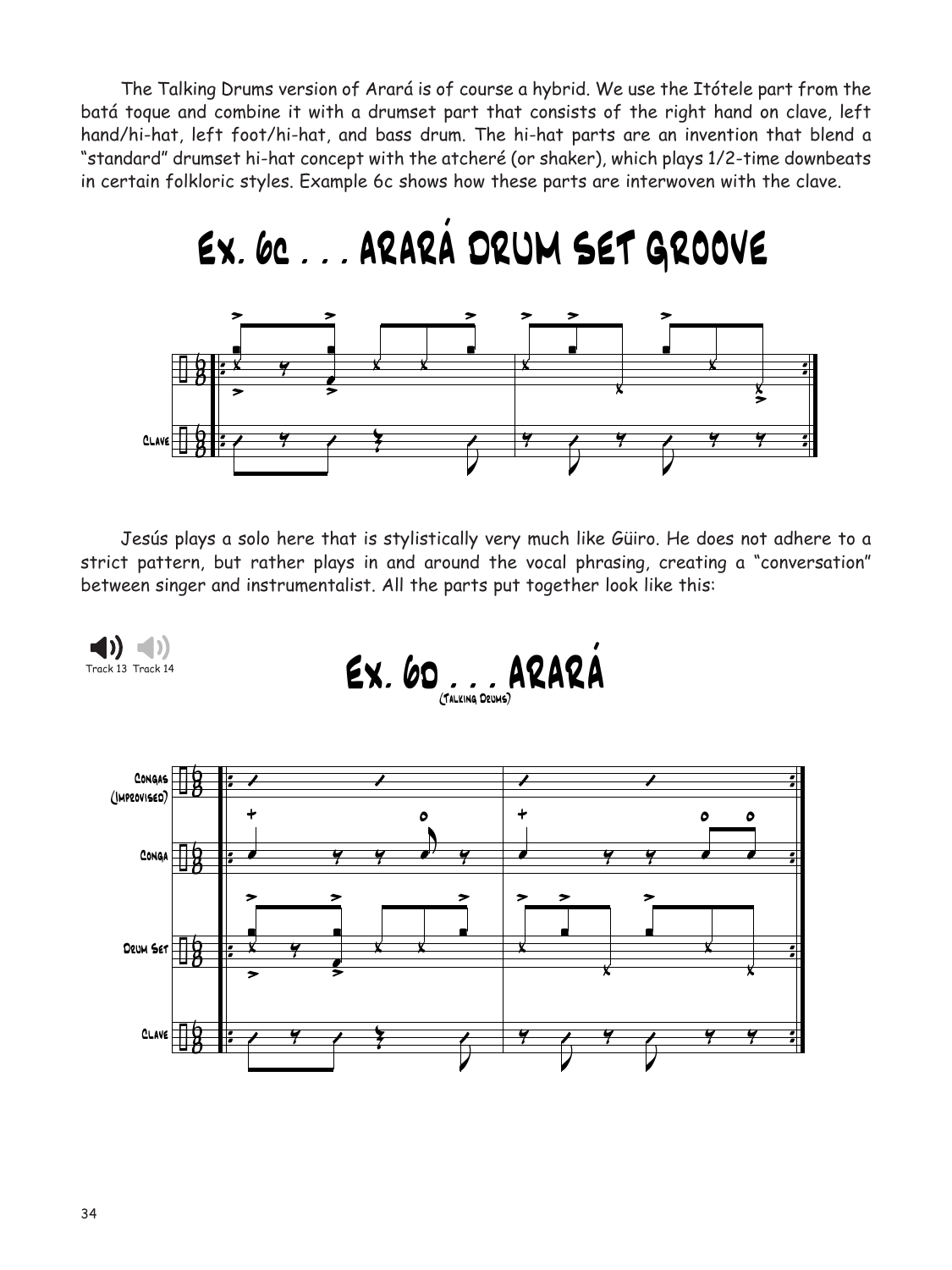The Talking Drums version of Arará is of course a hybrid. We use the Itótele part from the batá toque and combine it with a drumset part that consists of the right hand on clave, left hand/hi-hat, left foot/hi-hat, and bass drum. The hi-hat parts are an invention that blend a "standard" drumset hi-hat concept with the atcheré (or shaker), which plays 1/2-time downbeats in certain folkloric styles. Example 6c shows how these parts are interwoven with the clave.

# Ex. 6c . . . Ará Drum Set Groove

Clave

Jesús plays a solo here that is stylistically very much like Güiro. He does not adhere to a strict pattern, but rather plays in and around the vocal phrasing, creating a "conversation" between singer and instrumentalist. All the parts put together look like this:

Track 13 Track 14

# Ex. 6d . . . Arará

(Talking Drums)

Congas (Improvised)

Conga

Drum Set

Clave